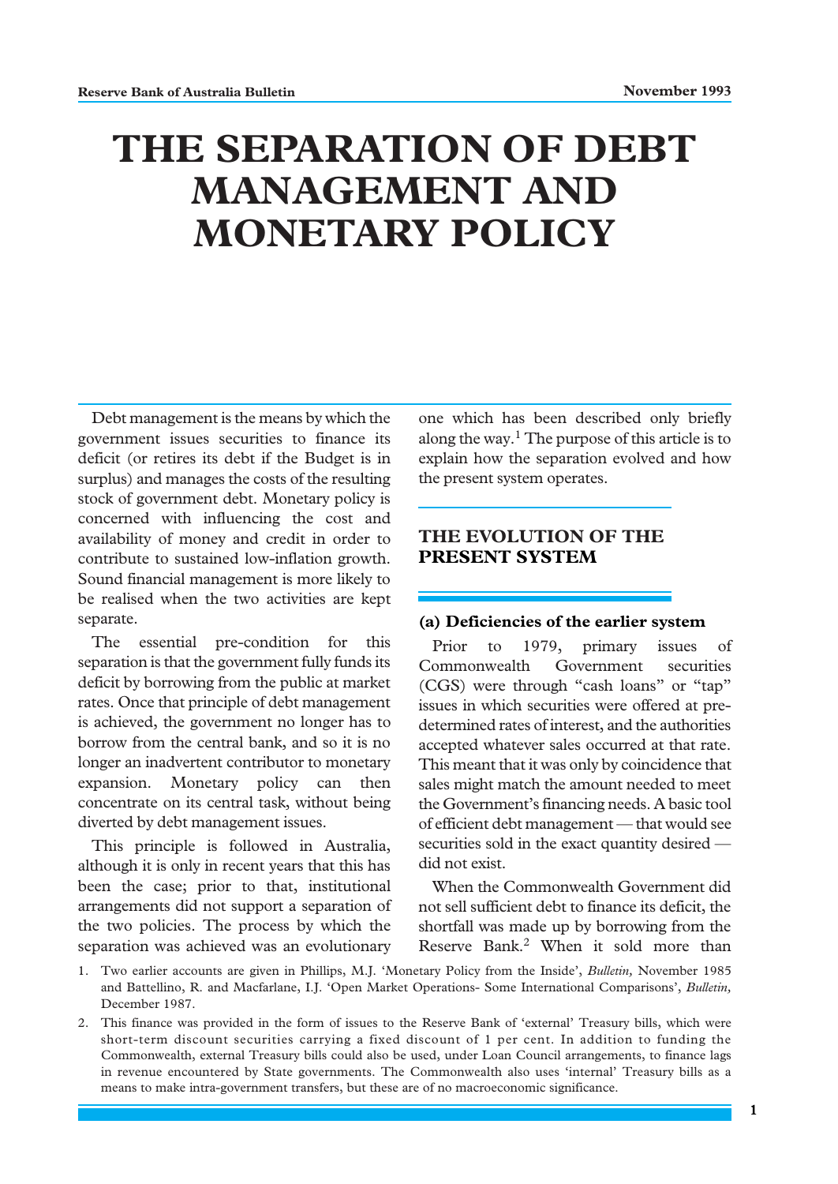# THE SEPARATION OF DEBT MANAGEMENT AND MONETARY POLICY

Debt management is the means by which the government issues securities to finance its deficit (or retires its debt if the Budget is in surplus) and manages the costs of the resulting stock of government debt. Monetary policy is concerned with influencing the cost and availability of money and credit in order to contribute to sustained low-inflation growth. Sound financial management is more likely to be realised when the two activities are kept separate.

The essential pre-condition for this separation is that the government fully funds its deficit by borrowing from the public at market rates. Once that principle of debt management is achieved, the government no longer has to borrow from the central bank, and so it is no longer an inadvertent contributor to monetary expansion. Monetary policy can then concentrate on its central task, without being diverted by debt management issues.

This principle is followed in Australia, although it is only in recent years that this has been the case; prior to that, institutional arrangements did not support a separation of the two policies. The process by which the separation was achieved was an evolutionary one which has been described only briefly along the way.[1] The purpose of this article is to explain how the separation evolved and how the present system operates.

## THE EVOLUTION OF THE PRESENT SYSTEM

### (a) Deficiencies of the earlier system

Prior to 1979, primary issues of Commonwealth Government securities (CGS) were through "cash loans" or "tap" issues in which securities were offered at pre-determined rates of interest, and the authorities accepted whatever sales occurred at that rate. This meant that it was only by coincidence that sales might match the amount needed to meet the Government's financing needs. A basic tool of efficient debt management — that would see securities sold in the exact quantity desired — did not exist.

When the Commonwealth Government did not sell sufficient debt to finance its deficit, the shortfall was made up by borrowing from the Reserve Bank.[2] When it sold more than

1. Two earlier accounts are given in Phillips, M.J. 'Monetary Policy from the Inside', *Bulletin,* November 1985 and Battellino, R. and Macfarlane, I.J. 'Open Market Operations- Some International Comparisons', *Bulletin,* December 1987.

2. This finance was provided in the form of issues to the Reserve Bank of 'external' Treasury bills, which were short-term discount securities carrying a fixed discount of 1 per cent. In addition to funding the Commonwealth, external Treasury bills could also be used, under Loan Council arrangements, to finance lags in revenue encountered by State governments. The Commonwealth also uses 'internal' Treasury bills as a means to make intra-government transfers, but these are of no macroeconomic significance.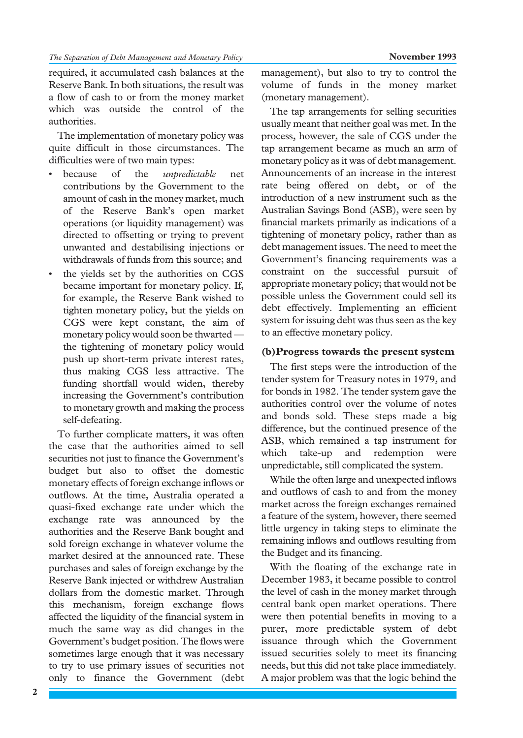required, it accumulated cash balances at the Reserve Bank. In both situations, the result was a flow of cash to or from the money market which was outside the control of the authorities.

The implementation of monetary policy was quite difficult in those circumstances. The difficulties were of two main types:

- because of the *unpredictable* net contributions by the Government to the amount of cash in the money market, much of the Reserve Bank's open market operations (or liquidity management) was directed to offsetting or trying to prevent unwanted and destabilising injections or withdrawals of funds from this source; and
- the yields set by the authorities on CGS became important for monetary policy. If, for example, the Reserve Bank wished to tighten monetary policy, but the yields on CGS were kept constant, the aim of monetary policy would soon be thwarted — the tightening of monetary policy would push up short-term private interest rates, thus making CGS less attractive. The funding shortfall would widen, thereby increasing the Government's contribution to monetary growth and making the process self-defeating.

To further complicate matters, it was often the case that the authorities aimed to sell securities not just to finance the Government's budget but also to offset the domestic monetary effects of foreign exchange inflows or outflows. At the time, Australia operated a quasi-fixed exchange rate under which the exchange rate was announced by the authorities and the Reserve Bank bought and sold foreign exchange in whatever volume the market desired at the announced rate. These purchases and sales of foreign exchange by the Reserve Bank injected or withdrew Australian dollars from the domestic market. Through this mechanism, foreign exchange flows affected the liquidity of the financial system in much the same way as did changes in the Government's budget position. The flows were sometimes large enough that it was necessary to try to use primary issues of securities not only to finance the Government (debt management), but also to try to control the volume of funds in the money market (monetary management).

The tap arrangements for selling securities usually meant that neither goal was met. In the process, however, the sale of CGS under the tap arrangement became as much an arm of monetary policy as it was of debt management. Announcements of an increase in the interest rate being offered on debt, or of the introduction of a new instrument such as the Australian Savings Bond (ASB), were seen by financial markets primarily as indications of a tightening of monetary policy, rather than as debt management issues. The need to meet the Government's financing requirements was a constraint on the successful pursuit of appropriate monetary policy; that would not be possible unless the Government could sell its debt effectively. Implementing an efficient system for issuing debt was thus seen as the key to an effective monetary policy.

### (b) Progress towards the present system

The first steps were the introduction of the tender system for Treasury notes in 1979, and for bonds in 1982. The tender system gave the authorities control over the volume of notes and bonds sold. These steps made a big difference, but the continued presence of the ASB, which remained a tap instrument for which take-up and redemption were unpredictable, still complicated the system.

While the often large and unexpected inflows and outflows of cash to and from the money market across the foreign exchanges remained a feature of the system, however, there seemed little urgency in taking steps to eliminate the remaining inflows and outflows resulting from the Budget and its financing.

With the floating of the exchange rate in December 1983, it became possible to control the level of cash in the money market through central bank open market operations. There were then potential benefits in moving to a purer, more predictable system of debt issuance through which the Government issued securities solely to meet its financing needs, but this did not take place immediately. A major problem was that the logic behind the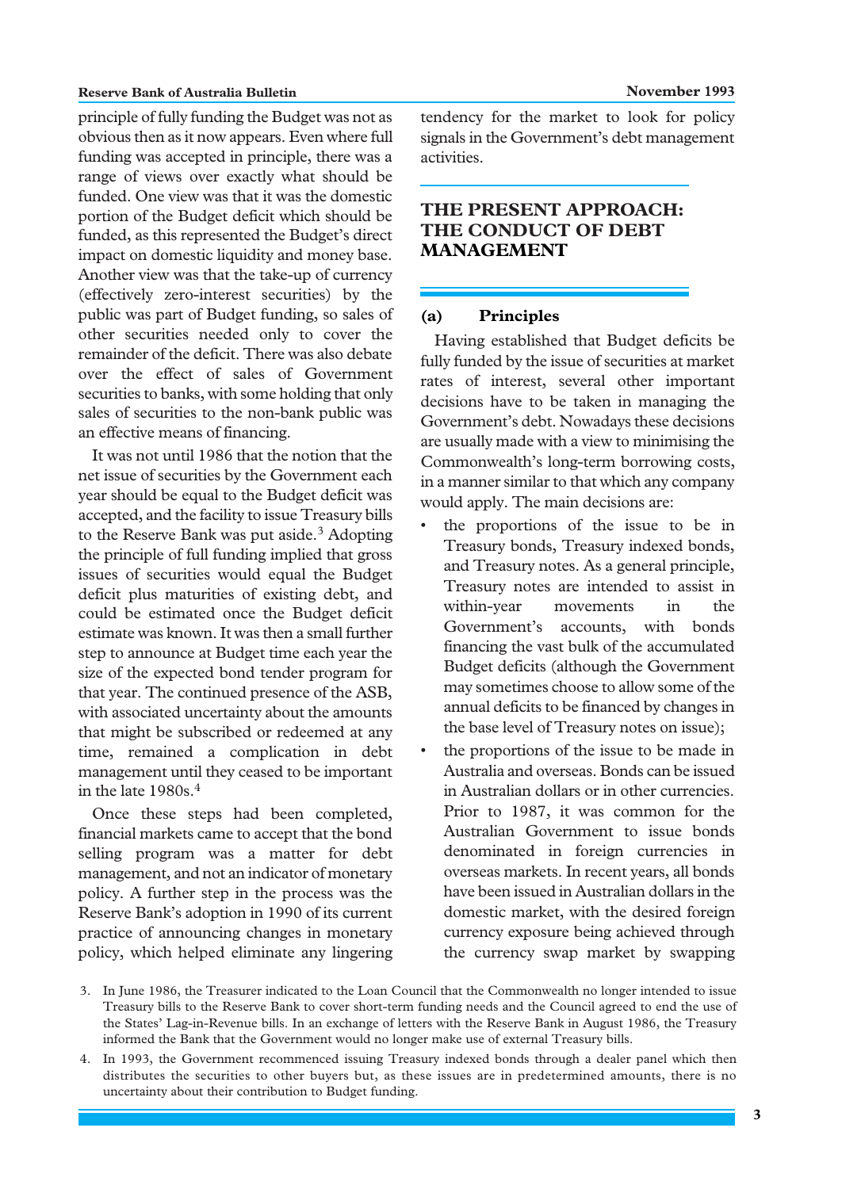principle of fully funding the Budget was not as obvious then as it now appears. Even where full funding was accepted in principle, there was a range of views over exactly what should be funded. One view was that it was the domestic portion of the Budget deficit which should be funded, as this represented the Budget's direct impact on domestic liquidity and money base. Another view was that the take-up of currency (effectively zero-interest securities) by the public was part of Budget funding, so sales of other securities needed only to cover the remainder of the deficit. There was also debate over the effect of sales of Government securities to banks, with some holding that only sales of securities to the non-bank public was an effective means of financing.

It was not until 1986 that the notion that the net issue of securities by the Government each year should be equal to the Budget deficit was accepted, and the facility to issue Treasury bills to the Reserve Bank was put aside.[3] Adopting the principle of full funding implied that gross issues of securities would equal the Budget deficit plus maturities of existing debt, and could be estimated once the Budget deficit estimate was known. It was then a small further step to announce at Budget time each year the size of the expected bond tender program for that year. The continued presence of the ASB, with associated uncertainty about the amounts that might be subscribed or redeemed at any time, remained a complication in debt management until they ceased to be important in the late 1980s.[4]

Once these steps had been completed, financial markets came to accept that the bond selling program was a matter for debt management, and not an indicator of monetary policy. A further step in the process was the Reserve Bank's adoption in 1990 of its current practice of announcing changes in monetary policy, which helped eliminate any lingering tendency for the market to look for policy signals in the Government's debt management activities.

## THE PRESENT APPROACH: THE CONDUCT OF DEBT MANAGEMENT

### (a) Principles

Having established that Budget deficits be fully funded by the issue of securities at market rates of interest, several other important decisions have to be taken in managing the Government's debt. Nowadays these decisions are usually made with a view to minimising the Commonwealth's long-term borrowing costs, in a manner similar to that which any company would apply. The main decisions are:

- the proportions of the issue to be in Treasury bonds, Treasury indexed bonds, and Treasury notes. As a general principle, Treasury notes are intended to assist in within-year movements in the Government's accounts, with bonds financing the vast bulk of the accumulated Budget deficits (although the Government may sometimes choose to allow some of the annual deficits to be financed by changes in the base level of Treasury notes on issue);
- the proportions of the issue to be made in Australia and overseas. Bonds can be issued in Australian dollars or in other currencies. Prior to 1987, it was common for the Australian Government to issue bonds denominated in foreign currencies in overseas markets. In recent years, all bonds have been issued in Australian dollars in the domestic market, with the desired foreign currency exposure being achieved through the currency swap market by swapping

---

3. In June 1986, the Treasurer indicated to the Loan Council that the Commonwealth no longer intended to issue Treasury bills to the Reserve Bank to cover short-term funding needs and the Council agreed to end the use of the States' Lag-in-Revenue bills. In an exchange of letters with the Reserve Bank in August 1986, the Treasury informed the Bank that the Government would no longer make use of external Treasury bills.

4. In 1993, the Government recommenced issuing Treasury indexed bonds through a dealer panel which then distributes the securities to other buyers but, as these issues are in predetermined amounts, there is no uncertainty about their contribution to Budget funding.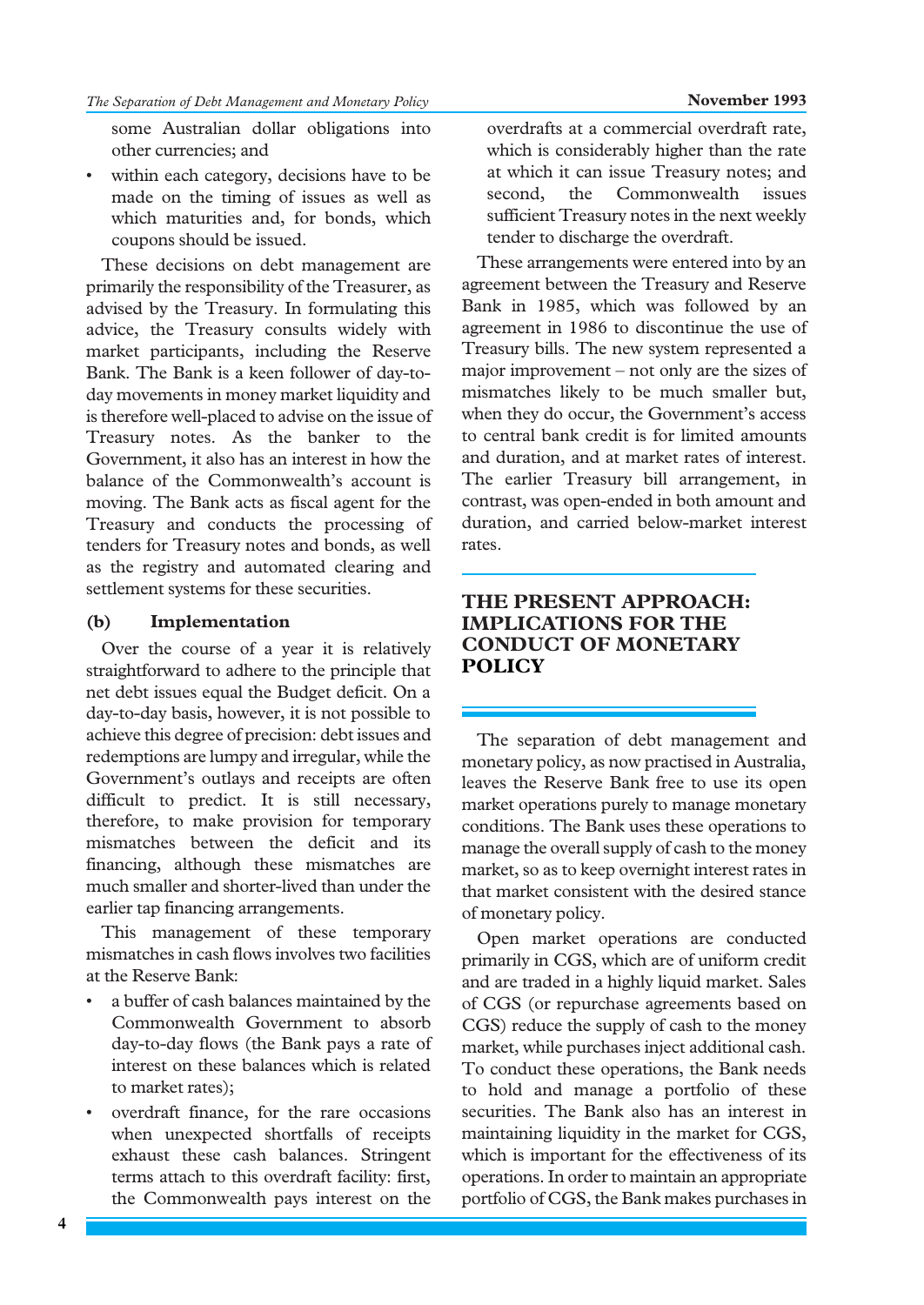some Australian dollar obligations into other currencies; and

- within each category, decisions have to be made on the timing of issues as well as which maturities and, for bonds, which coupons should be issued.

These decisions on debt management are primarily the responsibility of the Treasurer, as advised by the Treasury. In formulating this advice, the Treasury consults widely with market participants, including the Reserve Bank. The Bank is a keen follower of day-to-day movements in money market liquidity and is therefore well-placed to advise on the issue of Treasury notes. As the banker to the Government, it also has an interest in how the balance of the Commonwealth's account is moving. The Bank acts as fiscal agent for the Treasury and conducts the processing of tenders for Treasury notes and bonds, as well as the registry and automated clearing and settlement systems for these securities.

### (b) Implementation

Over the course of a year it is relatively straightforward to adhere to the principle that net debt issues equal the Budget deficit. On a day-to-day basis, however, it is not possible to achieve this degree of precision: debt issues and redemptions are lumpy and irregular, while the Government's outlays and receipts are often difficult to predict. It is still necessary, therefore, to make provision for temporary mismatches between the deficit and its financing, although these mismatches are much smaller and shorter-lived than under the earlier tap financing arrangements.

This management of these temporary mismatches in cash flows involves two facilities at the Reserve Bank:

- a buffer of cash balances maintained by the Commonwealth Government to absorb day-to-day flows (the Bank pays a rate of interest on these balances which is related to market rates);
- overdraft finance, for the rare occasions when unexpected shortfalls of receipts exhaust these cash balances. Stringent terms attach to this overdraft facility: first, the Commonwealth pays interest on the overdrafts at a commercial overdraft rate, which is considerably higher than the rate at which it can issue Treasury notes; and second, the Commonwealth issues sufficient Treasury notes in the next weekly tender to discharge the overdraft.

These arrangements were entered into by an agreement between the Treasury and Reserve Bank in 1985, which was followed by an agreement in 1986 to discontinue the use of Treasury bills. The new system represented a major improvement – not only are the sizes of mismatches likely to be much smaller but, when they do occur, the Government's access to central bank credit is for limited amounts and duration, and at market rates of interest. The earlier Treasury bill arrangement, in contrast, was open-ended in both amount and duration, and carried below-market interest rates.

## THE PRESENT APPROACH: IMPLICATIONS FOR THE CONDUCT OF MONETARY POLICY

The separation of debt management and monetary policy, as now practised in Australia, leaves the Reserve Bank free to use its open market operations purely to manage monetary conditions. The Bank uses these operations to manage the overall supply of cash to the money market, so as to keep overnight interest rates in that market consistent with the desired stance of monetary policy.

Open market operations are conducted primarily in CGS, which are of uniform credit and are traded in a highly liquid market. Sales of CGS (or repurchase agreements based on CGS) reduce the supply of cash to the money market, while purchases inject additional cash. To conduct these operations, the Bank needs to hold and manage a portfolio of these securities. The Bank also has an interest in maintaining liquidity in the market for CGS, which is important for the effectiveness of its operations. In order to maintain an appropriate portfolio of CGS, the Bank makes purchases in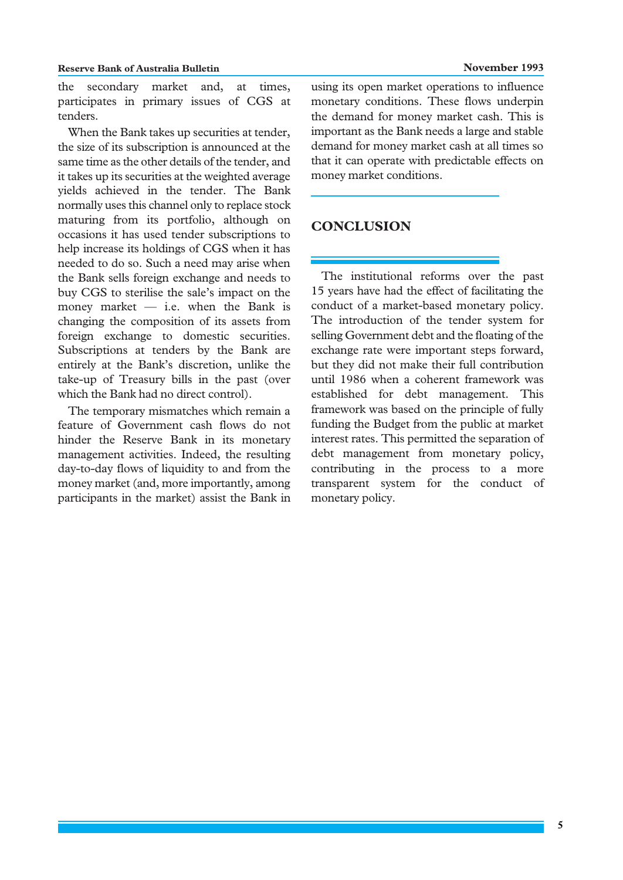the secondary market and, at times, participates in primary issues of CGS at tenders.

When the Bank takes up securities at tender, the size of its subscription is announced at the same time as the other details of the tender, and it takes up its securities at the weighted average yields achieved in the tender. The Bank normally uses this channel only to replace stock maturing from its portfolio, although on occasions it has used tender subscriptions to help increase its holdings of CGS when it has needed to do so. Such a need may arise when the Bank sells foreign exchange and needs to buy CGS to sterilise the sale's impact on the money market — i.e. when the Bank is changing the composition of its assets from foreign exchange to domestic securities. Subscriptions at tenders by the Bank are entirely at the Bank's discretion, unlike the take-up of Treasury bills in the past (over which the Bank had no direct control).

The temporary mismatches which remain a feature of Government cash flows do not hinder the Reserve Bank in its monetary management activities. Indeed, the resulting day-to-day flows of liquidity to and from the money market (and, more importantly, among participants in the market) assist the Bank in using its open market operations to influence monetary conditions. These flows underpin the demand for money market cash. This is important as the Bank needs a large and stable demand for money market cash at all times so that it can operate with predictable effects on money market conditions.

## CONCLUSION

The institutional reforms over the past 15 years have had the effect of facilitating the conduct of a market-based monetary policy. The introduction of the tender system for selling Government debt and the floating of the exchange rate were important steps forward, but they did not make their full contribution until 1986 when a coherent framework was established for debt management. This framework was based on the principle of fully funding the Budget from the public at market interest rates. This permitted the separation of debt management from monetary policy, contributing in the process to a more transparent system for the conduct of monetary policy.